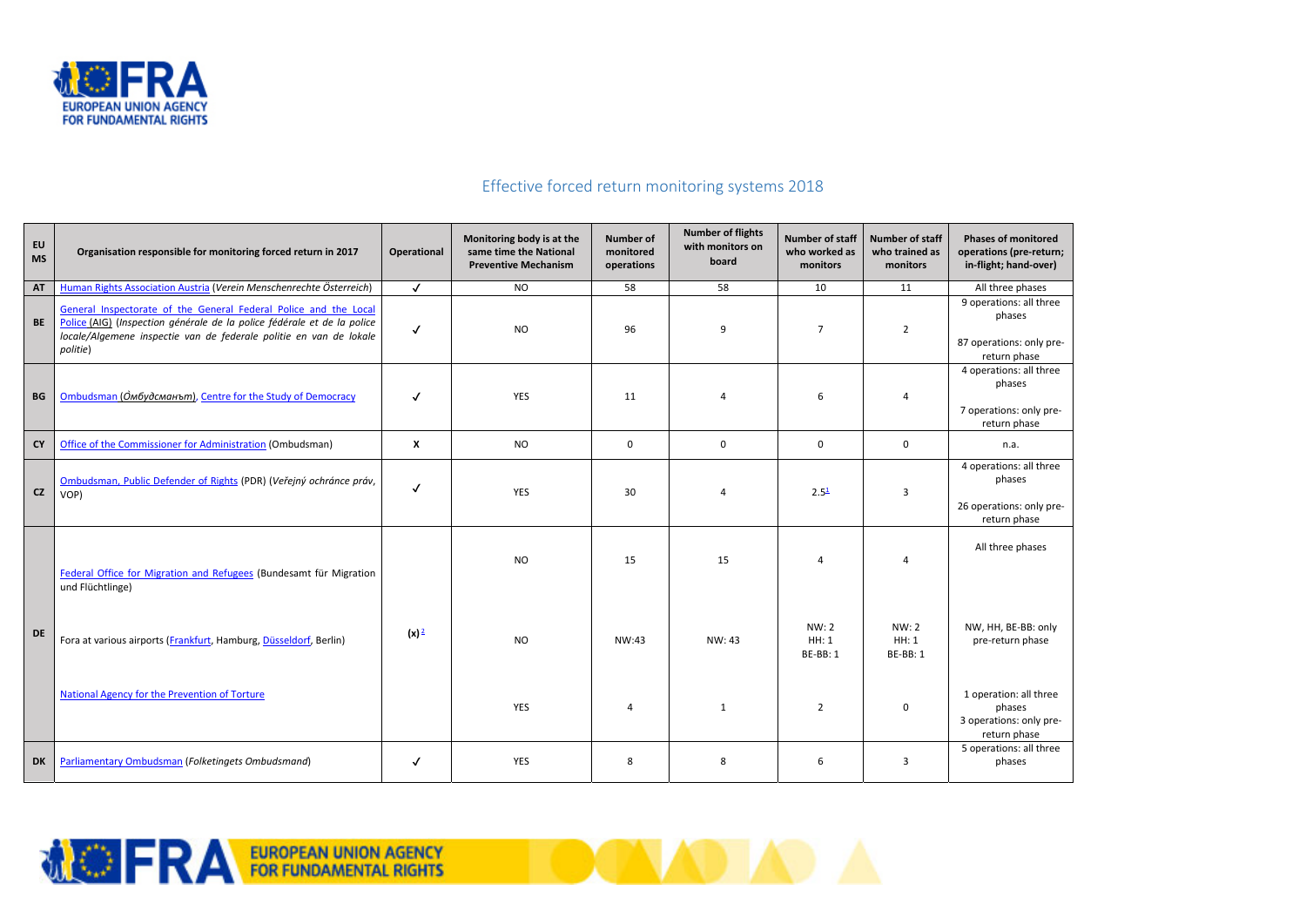# Effective forced return monitoring systems 2018

| EU MS | Organisation responsible for monitoring forced return in 2017 | Operational | Monitoring body is at the same time the National Preventive Mechanism | Number of monitored operations | Number of flights with monitors on board | Number of staff who worked as monitors | Number of staff who trained as monitors | Phases of monitored operations (pre-return; in-flight; hand-over) |
|---|---|---|---|---|---|---|---|---|
| AT | Human Rights Association Austria (*Verein Menschenrechte Österreich*) | ✓ | NO | 58 | 58 | 10 | 11 | All three phases |
| BE | General Inspectorate of the General Federal Police and the Local Police (AIG) (*Inspection générale de la police fédérale et de la police locale/Algemene inspectie van de federale politie en van de lokale politie*) | ✓ | NO | 96 | 9 | 7 | 2 | 9 operations: all three phases<br><br>87 operations: only pre-return phase |
| BG | Ombudsman (*Омбудсманът*), Centre for the Study of Democracy | ✓ | YES | 11 | 4 | 6 | 4 | 4 operations: all three phases<br><br>7 operations: only pre-return phase |
| CY | Office of the Commissioner for Administration (Ombudsman) | X | NO | 0 | 0 | 0 | 0 | n.a. |
| CZ | Ombudsman, Public Defender of Rights (PDR) (*Veřejný ochránce práv*, VOP) | ✓ | YES | 30 | 4 | 2.5[1] | 3 | 4 operations: all three phases<br><br>26 operations: only pre-return phase |
| DE | Federal Office for Migration and Refugees (Bundesamt für Migration und Flüchtlinge) | (x)[2] | NO | 15 | 15 | 4 | 4 | All three phases |
| | Fora at various airports (Frankfurt, Hamburg, Düsseldorf, Berlin) | | NO | NW:43 | NW: 43 | NW: 2<br>HH: 1<br>BE-BB: 1 | NW: 2<br>HH: 1<br>BE-BB: 1 | NW, HH, BE-BB: only pre-return phase |
| | National Agency for the Prevention of Torture | | YES | 4 | 1 | 2 | 0 | 1 operation: all three phases<br>3 operations: only pre-return phase |
| DK | Parliamentary Ombudsman (*Folketingets Ombudsmand*) | ✓ | YES | 8 | 8 | 6 | 3 | 5 operations: all three phases |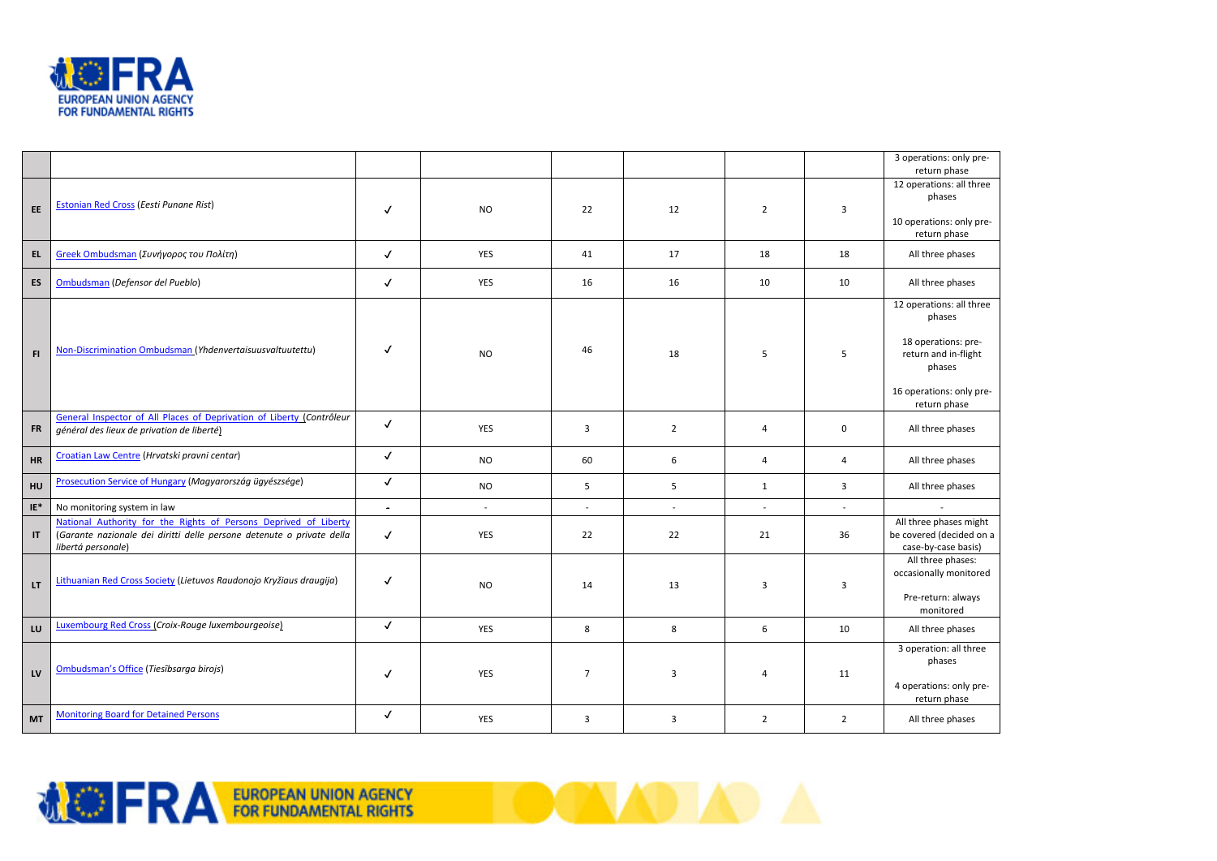| | | | | | | | | |
|---|---|---|---|---|---|---|---|---|
| | | | | | | | | 3 operations: only pre-return phase |
| **EE** | Estonian Red Cross (*Eesti Punane Rist*) | ✓ | NO | 22 | 12 | 2 | 3 | 12 operations: all three phases<br><br>10 operations: only pre-return phase |
| **EL** | Greek Ombudsman (*Συνήγορος του Πολίτη*) | ✓ | YES | 41 | 17 | 18 | 18 | All three phases |
| **ES** | Ombudsman (*Defensor del Pueblo*) | ✓ | YES | 16 | 16 | 10 | 10 | All three phases |
| **FI** | Non-Discrimination Ombudsman (*Yhdenvertaisuusvaltuutettu*) | ✓ | NO | 46 | 18 | 5 | 5 | 12 operations: all three phases<br><br>18 operations: pre-return and in-flight phases<br><br>16 operations: only pre-return phase |
| **FR** | General Inspector of All Places of Deprivation of Liberty (*Contrôleur général des lieux de privation de liberté*) | ✓ | YES | 3 | 2 | 4 | 0 | All three phases |
| **HR** | Croatian Law Centre (*Hrvatski pravni centar*) | ✓ | NO | 60 | 6 | 4 | 4 | All three phases |
| **HU** | Prosecution Service of Hungary (*Magyarország ügyészsége*) | ✓ | NO | 5 | 5 | 1 | 3 | All three phases |
| **IE*** | No monitoring system in law | - | - | - | - | - | - | - |
| **IT** | National Authority for the Rights of Persons Deprived of Liberty (*Garante nazionale dei diritti delle persone detenute o private della libertà personale*) | ✓ | YES | 22 | 22 | 21 | 36 | All three phases might be covered (decided on a case-by-case basis) |
| **LT** | Lithuanian Red Cross Society (*Lietuvos Raudonojo Kryžiaus draugija*) | ✓ | NO | 14 | 13 | 3 | 3 | All three phases: occasionally monitored<br><br>Pre-return: always monitored |
| **LU** | Luxembourg Red Cross (*Croix-Rouge luxembourgeoise*) | ✓ | YES | 8 | 8 | 6 | 10 | All three phases |
| **LV** | Ombudsman's Office (*Tiesībsarga birojs*) | ✓ | YES | 7 | 3 | 4 | 11 | 3 operation: all three phases<br><br>4 operations: only pre-return phase |
| **MT** | Monitoring Board for Detained Persons | ✓ | YES | 3 | 3 | 2 | 2 | All three phases |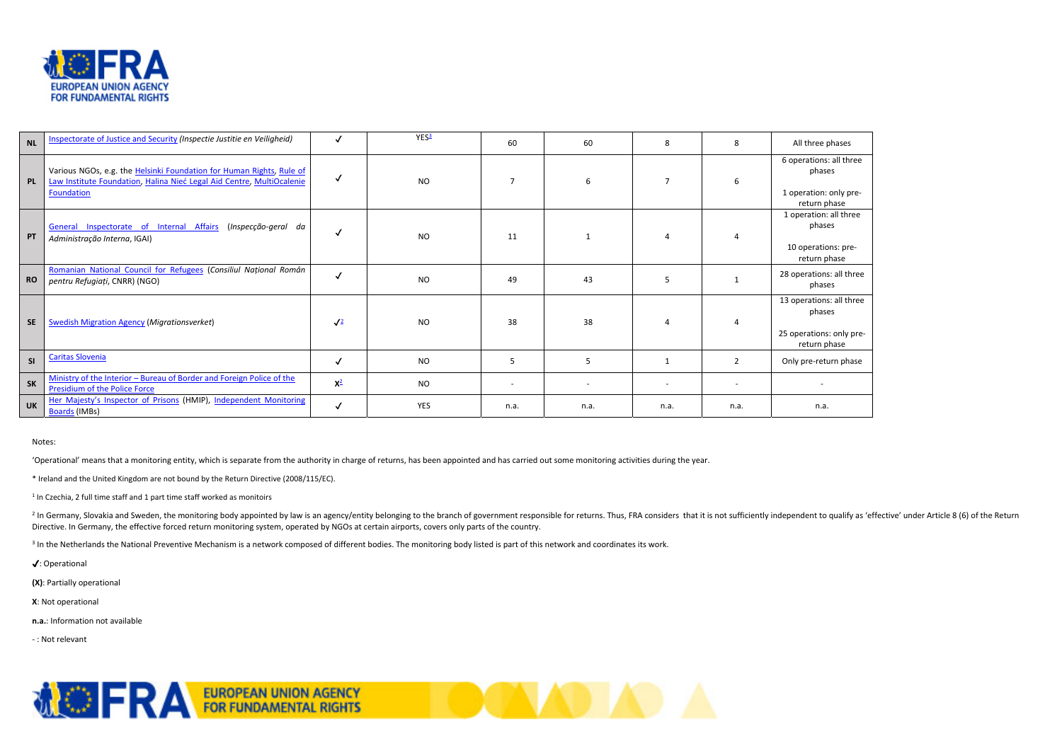| | | | | | | | | |
|---|---|---|---|---|---|---|---|---|
| **NL** | Inspectorate of Justice and Security *(Inspectie Justitie en Veiligheid)* | ✓ | YES[3] | 60 | 60 | 8 | 8 | All three phases |
| **PL** | Various NGOs, e.g. the Helsinki Foundation for Human Rights, Rule of Law Institute Foundation, Halina Nieć Legal Aid Centre, MultiOcalenie Foundation | ✓ | NO | 7 | 6 | 7 | 6 | 6 operations: all three phases<br><br>1 operation: only pre-return phase |
| **PT** | General Inspectorate of Internal Affairs (*Inspecção-geral da Administração Interna*, IGAI) | ✓ | NO | 11 | 1 | 4 | 4 | 1 operation: all three phases<br><br>10 operations: pre-return phase |
| **RO** | Romanian National Council for Refugees (*Consiliul Național Român pentru Refugiați*, CNRR) (NGO) | ✓ | NO | 49 | 43 | 5 | 1 | 28 operations: all three phases |
| **SE** | Swedish Migration Agency (*Migrationsverket*) | ✓[2] | NO | 38 | 38 | 4 | 4 | 13 operations: all three phases<br><br>25 operations: only pre-return phase |
| **SI** | Caritas Slovenia | ✓ | NO | 5 | 5 | 1 | 2 | Only pre-return phase |
| **SK** | Ministry of the Interior – Bureau of Border and Foreign Police of the Presidium of the Police Force | X[2] | NO | - | - | - | - | - |
| **UK** | Her Majesty's Inspector of Prisons (HMIP), Independent Monitoring Boards (IMBs) | ✓ | YES | n.a. | n.a. | n.a. | n.a. | n.a. |

Notes:

'Operational' means that a monitoring entity, which is separate from the authority in charge of returns, has been appointed and has carried out some monitoring activities during the year.

\* Ireland and the United Kingdom are not bound by the Return Directive (2008/115/EC).

[1] In Czechia, 2 full time staff and 1 part time staff worked as monitors

[2] In Germany, Slovakia and Sweden, the monitoring body appointed by law is an agency/entity belonging to the branch of government responsible for returns. Thus, FRA considers that it is not sufficiently independent to qualify as 'effective' under Article 8 (6) of the Return Directive. In Germany, the effective forced return monitoring system, operated by NGOs at certain airports, covers only parts of the country.

[3] In the Netherlands the National Preventive Mechanism is a network composed of different bodies. The monitoring body listed is part of this network and coordinates its work.

✓: Operational

**(X)**: Partially operational

**X**: Not operational

**n.a.**: Information not available

- : Not relevant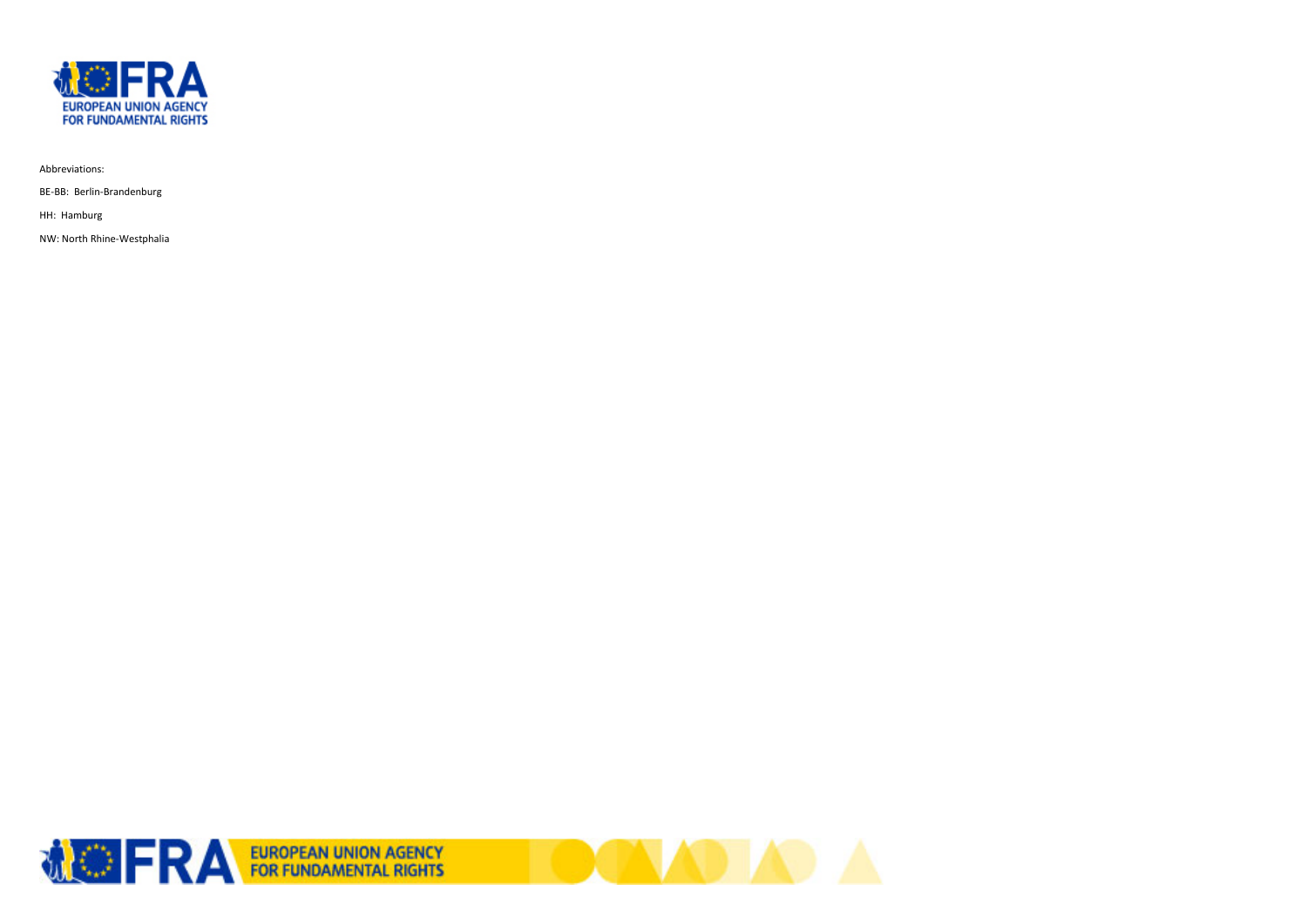Abbreviations:

BE-BB: Berlin-Brandenburg

HH: Hamburg

NW: North Rhine-Westphalia